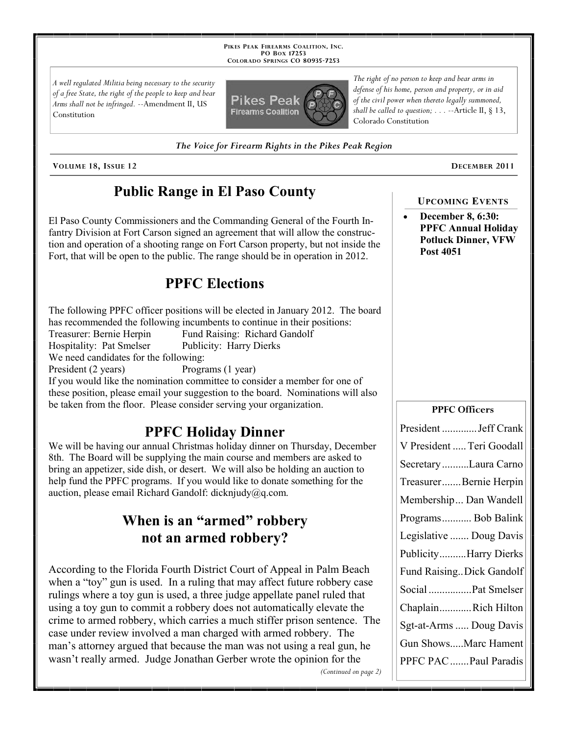**Pikes Peak Firearms Coalition, Inc.**
**PO Box 17253**
**Colorado Springs CO 80935-7253**

*A well regulated Militia being necessary to the security of a free State, the right of the people to keep and bear Arms shall not be infringed.* --Amendment II, US Constitution

*The right of no person to keep and bear arms in defense of his home, person and property, or in aid of the civil power when thereto legally summoned, shall be called to question; . . .* --Article II, § 13, Colorado Constitution

*The Voice for Firearm Rights in the Pikes Peak Region*

**Volume 18, Issue 12** **December 2011**

## Public Range in El Paso County

El Paso County Commissioners and the Commanding General of the Fourth Infantry Division at Fort Carson signed an agreement that will allow the construction and operation of a shooting range on Fort Carson property, but not inside the Fort, that will be open to the public. The range should be in operation in 2012.

## PPFC Elections

The following PPFC officer positions will be elected in January 2012. The board has recommended the following incumbents to continue in their positions:

Treasurer: Bernie Herpin Fund Raising: Richard Gandolf
Hospitality: Pat Smelser Publicity: Harry Dierks

We need candidates for the following:

President (2 years) Programs (1 year)

If you would like the nomination committee to consider a member for one of these position, please email your suggestion to the board. Nominations will also be taken from the floor. Please consider serving your organization.

## PPFC Holiday Dinner

We will be having our annual Christmas holiday dinner on Thursday, December 8th. The Board will be supplying the main course and members are asked to bring an appetizer, side dish, or desert. We will also be holding an auction to help fund the PPFC programs. If you would like to donate something for the auction, please email Richard Gandolf: dicknjudy@q.com.

## When is an "armed" robbery not an armed robbery?

According to the Florida Fourth District Court of Appeal in Palm Beach when a "toy" gun is used. In a ruling that may affect future robbery case rulings where a toy gun is used, a three judge appellate panel ruled that using a toy gun to commit a robbery does not automatically elevate the crime to armed robbery, which carries a much stiffer prison sentence. The case under review involved a man charged with armed robbery. The man's attorney argued that because the man was not using a real gun, he wasn't really armed. Judge Jonathan Gerber wrote the opinion for the

*(Continued on page 2)*

### Upcoming Events

- **December 8, 6:30: PPFC Annual Holiday Potluck Dinner, VFW Post 4051**

### PPFC Officers

| Position | Name |
|---|---|
| President | Jeff Crank |
| V President | Teri Goodall |
| Secretary | Laura Carno |
| Treasurer | Bernie Herpin |
| Membership | Dan Wandell |
| Programs | Bob Balink |
| Legislative | Doug Davis |
| Publicity | Harry Dierks |
| Fund Raising | Dick Gandolf |
| Social | Pat Smelser |
| Chaplain | Rich Hilton |
| Sgt-at-Arms | Doug Davis |
| Gun Shows | Marc Hament |
| PPFC PAC | Paul Paradis |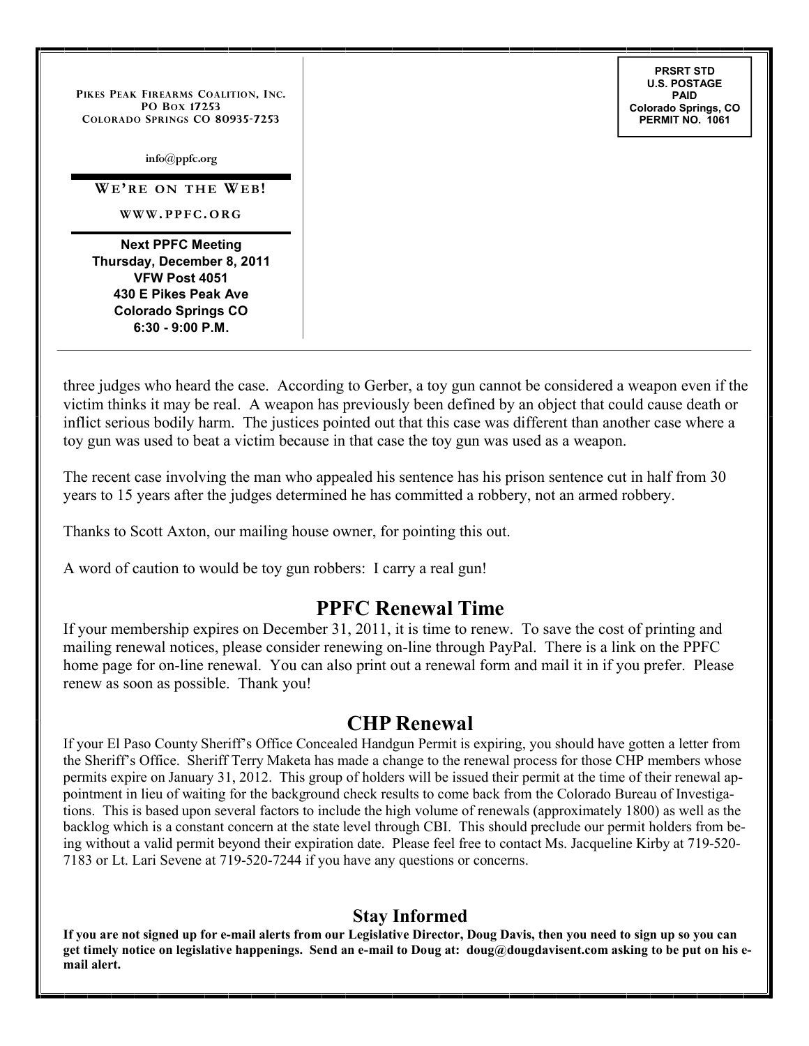PIKES PEAK FIREARMS COALITION, INC.
PO BOX 17253
COLORADO SPRINGS CO 80935-7253

info@ppfc.org

**WE'RE ON THE WEB!**

**WWW.PPFC.ORG**

**Next PPFC Meeting**
**Thursday, December 8, 2011**
**VFW Post 4051**
**430 E Pikes Peak Ave**
**Colorado Springs CO**
**6:30 - 9:00 P.M.**

**PRSRT STD**
**U.S. POSTAGE**
**PAID**
**Colorado Springs, CO**
**PERMIT NO. 1061**

three judges who heard the case. According to Gerber, a toy gun cannot be considered a weapon even if the victim thinks it may be real. A weapon has previously been defined by an object that could cause death or inflict serious bodily harm. The justices pointed out that this case was different than another case where a toy gun was used to beat a victim because in that case the toy gun was used as a weapon.

The recent case involving the man who appealed his sentence has his prison sentence cut in half from 30 years to 15 years after the judges determined he has committed a robbery, not an armed robbery.

Thanks to Scott Axton, our mailing house owner, for pointing this out.

A word of caution to would be toy gun robbers: I carry a real gun!

## PPFC Renewal Time

If your membership expires on December 31, 2011, it is time to renew. To save the cost of printing and mailing renewal notices, please consider renewing on-line through PayPal. There is a link on the PPFC home page for on-line renewal. You can also print out a renewal form and mail it in if you prefer. Please renew as soon as possible. Thank you!

## CHP Renewal

If your El Paso County Sheriff's Office Concealed Handgun Permit is expiring, you should have gotten a letter from the Sheriff's Office. Sheriff Terry Maketa has made a change to the renewal process for those CHP members whose permits expire on January 31, 2012. This group of holders will be issued their permit at the time of their renewal appointment in lieu of waiting for the background check results to come back from the Colorado Bureau of Investigations. This is based upon several factors to include the high volume of renewals (approximately 1800) as well as the backlog which is a constant concern at the state level through CBI. This should preclude our permit holders from being without a valid permit beyond their expiration date. Please feel free to contact Ms. Jacqueline Kirby at 719-520-7183 or Lt. Lari Sevene at 719-520-7244 if you have any questions or concerns.

### Stay Informed

**If you are not signed up for e-mail alerts from our Legislative Director, Doug Davis, then you need to sign up so you can get timely notice on legislative happenings. Send an e-mail to Doug at: doug@dougdavisent.com asking to be put on his e-mail alert.**